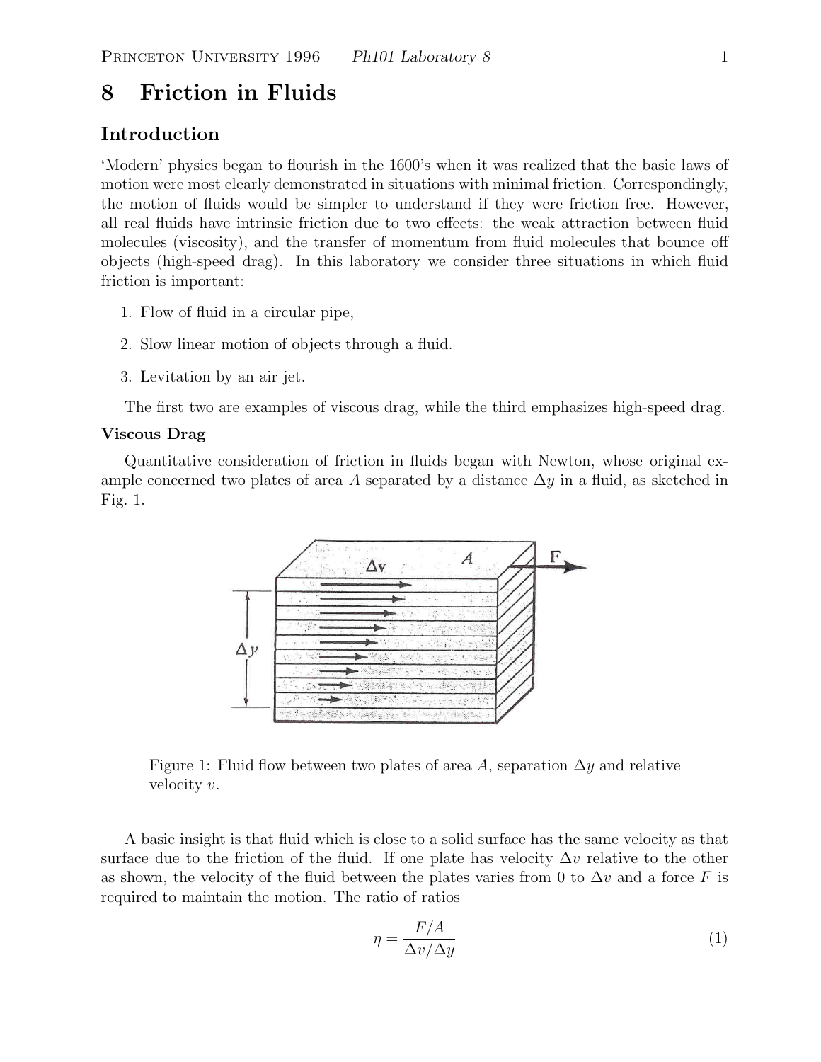# 8 Friction in Fluids

## Introduction

'Modern' physics began to flourish in the 1600's when it was realized that the basic laws of motion were most clearly demonstrated in situations with minimal friction. Correspondingly, the motion of fluids would be simpler to understand if they were friction free. However, all real fluids have intrinsic friction due to two effects: the weak attraction between fluid molecules (viscosity), and the transfer of momentum from fluid molecules that bounce off objects (high-speed drag). In this laboratory we consider three situations in which fluid friction is important:

1. Flow of fluid in a circular pipe,
2. Slow linear motion of objects through a fluid.
3. Levitation by an air jet.

The first two are examples of viscous drag, while the third emphasizes high-speed drag.

### Viscous Drag

Quantitative consideration of friction in fluids began with Newton, whose original example concerned two plates of area $A$ separated by a distance $\Delta y$ in a fluid, as sketched in Fig. 1.

Figure 1: Fluid flow between two plates of area $A$, separation $\Delta y$ and relative velocity $v$.

A basic insight is that fluid which is close to a solid surface has the same velocity as that surface due to the friction of the fluid. If one plate has velocity $\Delta v$ relative to the other as shown, the velocity of the fluid between the plates varies from 0 to $\Delta v$ and a force $F$ is required to maintain the motion. The ratio of ratios

$$\eta = \frac{F/A}{\Delta v/\Delta y} \tag{1}$$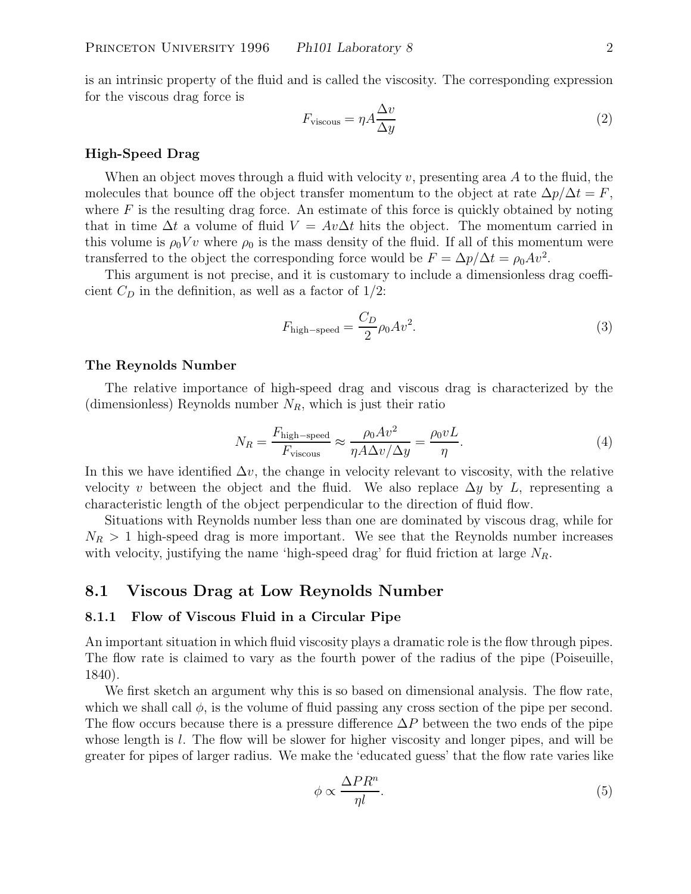is an intrinsic property of the fluid and is called the viscosity. The corresponding expression for the viscous drag force is

$$F_{\text{viscous}} = \eta A \frac{\Delta v}{\Delta y} \tag{2}$$

**High-Speed Drag**

When an object moves through a fluid with velocity $v$, presenting area $A$ to the fluid, the molecules that bounce off the object transfer momentum to the object at rate $\Delta p/\Delta t = F$, where $F$ is the resulting drag force. An estimate of this force is quickly obtained by noting that in time $\Delta t$ a volume of fluid $V = Av\Delta t$ hits the object. The momentum carried in this volume is $\rho_0 V v$ where $\rho_0$ is the mass density of the fluid. If all of this momentum were transferred to the object the corresponding force would be $F = \Delta p/\Delta t = \rho_0 A v^2$.

This argument is not precise, and it is customary to include a dimensionless drag coefficient $C_D$ in the definition, as well as a factor of 1/2:

$$F_{\text{high-speed}} = \frac{C_D}{2} \rho_0 A v^2. \tag{3}$$

**The Reynolds Number**

The relative importance of high-speed drag and viscous drag is characterized by the (dimensionless) Reynolds number $N_R$, which is just their ratio

$$N_R = \frac{F_{\text{high-speed}}}{F_{\text{viscous}}} \approx \frac{\rho_0 A v^2}{\eta A \Delta v / \Delta y} = \frac{\rho_0 v L}{\eta}. \tag{4}$$

In this we have identified $\Delta v$, the change in velocity relevant to viscosity, with the relative velocity $v$ between the object and the fluid. We also replace $\Delta y$ by $L$, representing a characteristic length of the object perpendicular to the direction of fluid flow.

Situations with Reynolds number less than one are dominated by viscous drag, while for $N_R > 1$ high-speed drag is more important. We see that the Reynolds number increases with velocity, justifying the name 'high-speed drag' for fluid friction at large $N_R$.

## 8.1 Viscous Drag at Low Reynolds Number

### 8.1.1 Flow of Viscous Fluid in a Circular Pipe

An important situation in which fluid viscosity plays a dramatic role is the flow through pipes. The flow rate is claimed to vary as the fourth power of the radius of the pipe (Poiseuille, 1840).

We first sketch an argument why this is so based on dimensional analysis. The flow rate, which we shall call $\phi$, is the volume of fluid passing any cross section of the pipe per second. The flow occurs because there is a pressure difference $\Delta P$ between the two ends of the pipe whose length is $l$. The flow will be slower for higher viscosity and longer pipes, and will be greater for pipes of larger radius. We make the 'educated guess' that the flow rate varies like

$$\phi \propto \frac{\Delta P R^n}{\eta l}. \tag{5}$$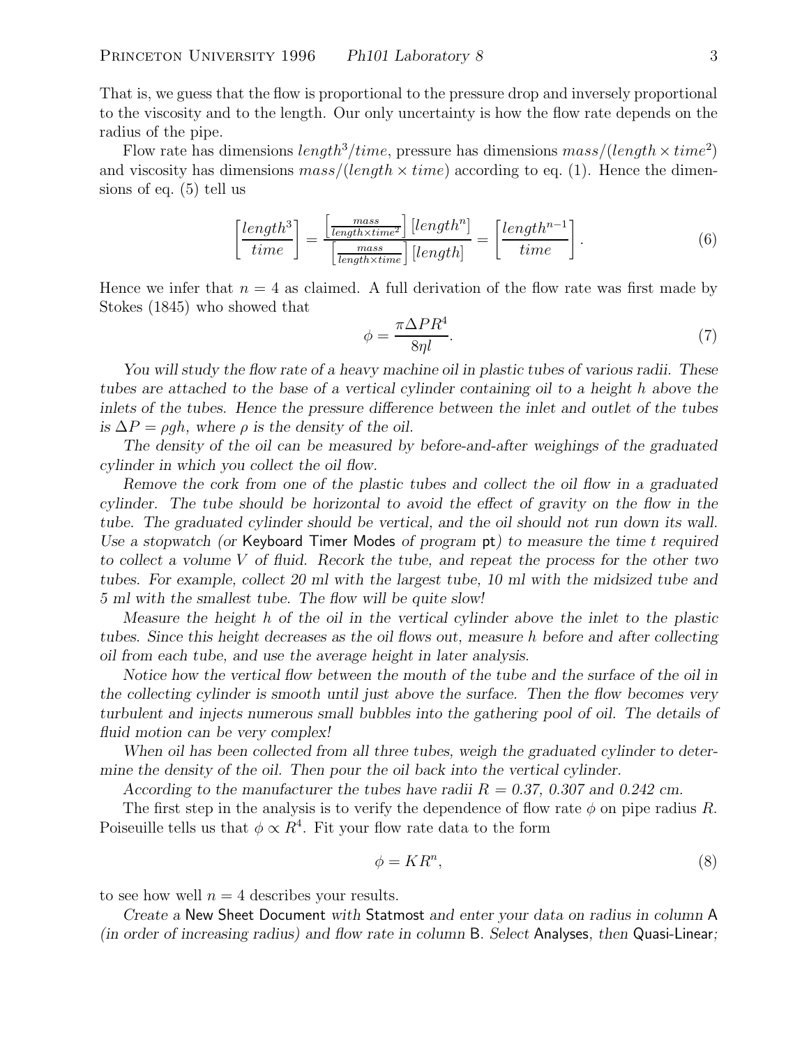That is, we guess that the flow is proportional to the pressure drop and inversely proportional to the viscosity and to the length. Our only uncertainty is how the flow rate depends on the radius of the pipe.

Flow rate has dimensions $length^3/time$, pressure has dimensions $mass/(length \times time^2)$ and viscosity has dimensions $mass/(length \times time)$ according to eq. (1). Hence the dimensions of eq. (5) tell us

$$\left[\frac{length^3}{time}\right] = \frac{\left[\frac{mass}{length \times time^2}\right][length^n]}{\left[\frac{mass}{length \times time}\right][length]} = \left[\frac{length^{n-1}}{time}\right]. \tag{6}$$

Hence we infer that $n = 4$ as claimed. A full derivation of the flow rate was first made by Stokes (1845) who showed that

$$\phi = \frac{\pi \Delta P R^4}{8\eta l}. \tag{7}$$

*You will study the flow rate of a heavy machine oil in plastic tubes of various radii. These tubes are attached to the base of a vertical cylinder containing oil to a height $h$ above the inlets of the tubes. Hence the pressure difference between the inlet and outlet of the tubes is $\Delta P = \rho g h$, where $\rho$ is the density of the oil.*

*The density of the oil can be measured by before-and-after weighings of the graduated cylinder in which you collect the oil flow.*

*Remove the cork from one of the plastic tubes and collect the oil flow in a graduated cylinder. The tube should be horizontal to avoid the effect of gravity on the flow in the tube. The graduated cylinder should be vertical, and the oil should not run down its wall. Use a stopwatch (or* Keyboard Timer Modes *of program* pt*) to measure the time $t$ required to collect a volume $V$ of fluid. Recork the tube, and repeat the process for the other two tubes. For example, collect 20 ml with the largest tube, 10 ml with the midsized tube and 5 ml with the smallest tube. The flow will be quite slow!*

*Measure the height $h$ of the oil in the vertical cylinder above the inlet to the plastic tubes. Since this height decreases as the oil flows out, measure $h$ before and after collecting oil from each tube, and use the average height in later analysis.*

*Notice how the vertical flow between the mouth of the tube and the surface of the oil in the collecting cylinder is smooth until just above the surface. Then the flow becomes very turbulent and injects numerous small bubbles into the gathering pool of oil. The details of fluid motion can be very complex!*

*When oil has been collected from all three tubes, weigh the graduated cylinder to determine the density of the oil. Then pour the oil back into the vertical cylinder.*

*According to the manufacturer the tubes have radii $R$ = 0.37, 0.307 and 0.242 cm.*

The first step in the analysis is to verify the dependence of flow rate $\phi$ on pipe radius $R$. Poiseuille tells us that $\phi \propto R^4$. Fit your flow rate data to the form

$$\phi = KR^n, \tag{8}$$

to see how well $n = 4$ describes your results.

*Create a* New Sheet Document *with* Statmost *and enter your data on radius in column* A *(in order of increasing radius) and flow rate in column* B*. Select* Analyses*, then* Quasi-Linear*;*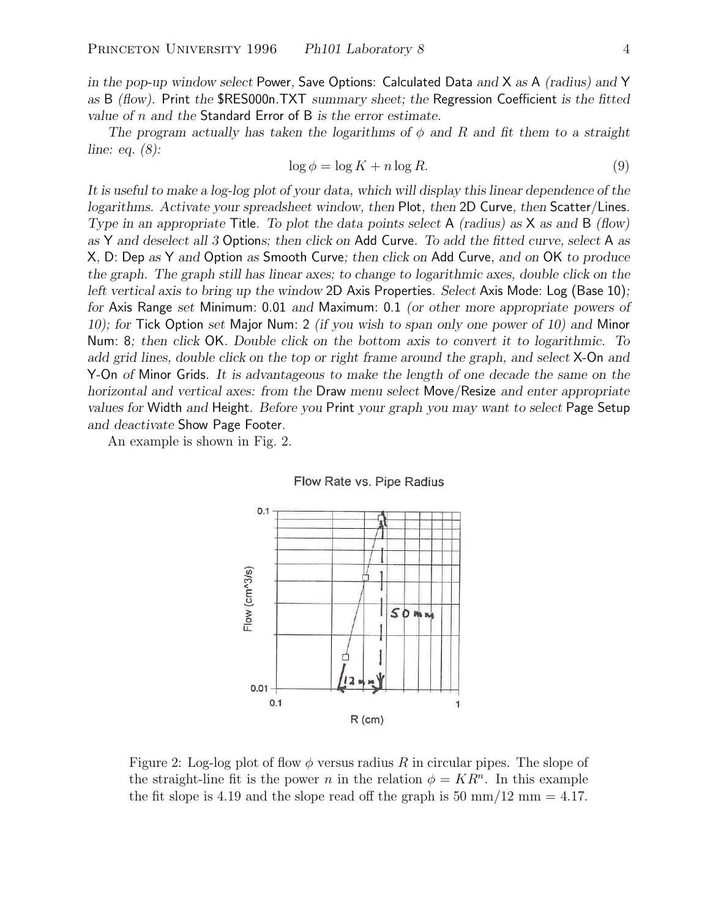*in the pop-up window select* Power, Save Options: Calculated Data *and* X *as* A *(radius) and* Y *as* B *(flow).* Print *the* $RES000n.TXT *summary sheet; the* Regression Coefficient *is the fitted value of $n$ and the* Standard Error of B *is the error estimate.*

*The program actually has taken the logarithms of $\phi$ and $R$ and fit them to a straight line: eq. (8):*

$$\log \phi = \log K + n \log R. \tag{9}$$

*It is useful to make a log-log plot of your data, which will display this linear dependence of the logarithms. Activate your spreadsheet window, then* Plot, *then* 2D Curve, *then* Scatter/Lines. *Type in an appropriate* Title. *To plot the data points select* A *(radius) as* X *as and* B *(flow) as* Y *and deselect all 3* Options*; then click on* Add Curve. *To add the fitted curve, select* A *as* X, D: Dep *as* Y *and* Option *as* Smooth Curve*; then click on* Add Curve, *and on* OK *to produce the graph. The graph still has linear axes; to change to logarithmic axes, double click on the left vertical axis to bring up the window* 2D Axis Properties. *Select* Axis Mode: Log (Base 10)*; for* Axis Range *set* Minimum: 0.01 *and* Maximum: 0.1 *(or other more appropriate powers of 10); for* Tick Option *set* Major Num: 2 *(if you wish to span only one power of 10) and* Minor Num: 8*; then click* OK. *Double click on the bottom axis to convert it to logarithmic. To add grid lines, double click on the top or right frame around the graph, and select* X-On *and* Y-On *of* Minor Grids. *It is advantageous to make the length of one decade the same on the horizontal and vertical axes: from the* Draw *menu select* Move/Resize *and enter appropriate values for* Width *and* Height. *Before you* Print *your graph you may want to select* Page Setup *and deactivate* Show Page Footer.

An example is shown in Fig. 2.

Figure 2: Log-log plot of flow $\phi$ versus radius $R$ in circular pipes. The slope of the straight-line fit is the power $n$ in the relation $\phi = KR^n$. In this example the fit slope is 4.19 and the slope read off the graph is 50 mm/12 mm = 4.17.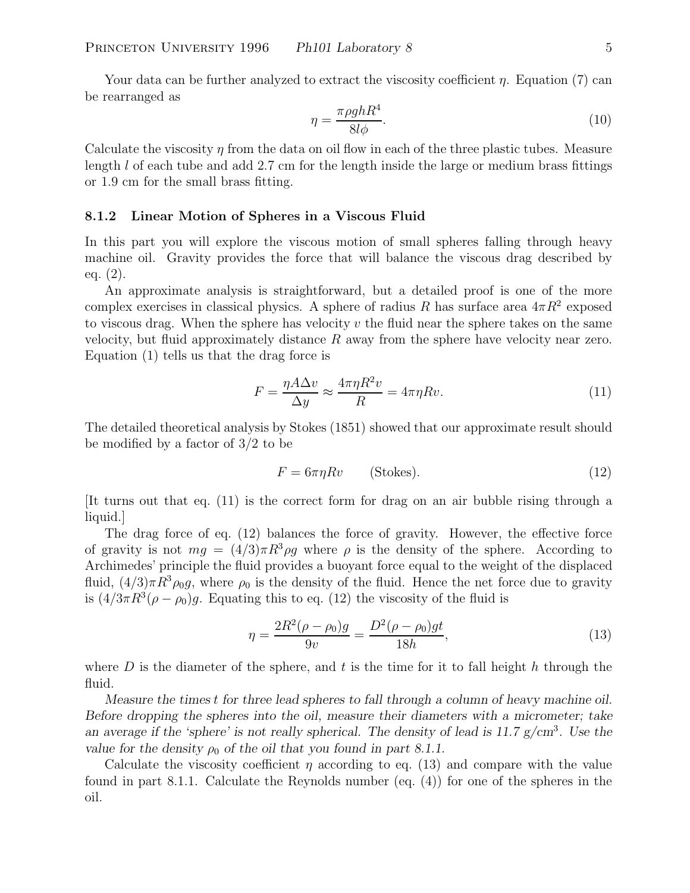Your data can be further analyzed to extract the viscosity coefficient $\eta$. Equation (7) can be rearranged as

$$\eta = \frac{\pi \rho g h R^4}{8 l \phi}. \tag{10}$$

Calculate the viscosity $\eta$ from the data on oil flow in each of the three plastic tubes. Measure length $l$ of each tube and add 2.7 cm for the length inside the large or medium brass fittings or 1.9 cm for the small brass fitting.

### 8.1.2 Linear Motion of Spheres in a Viscous Fluid

In this part you will explore the viscous motion of small spheres falling through heavy machine oil. Gravity provides the force that will balance the viscous drag described by eq. (2).

An approximate analysis is straightforward, but a detailed proof is one of the more complex exercises in classical physics. A sphere of radius $R$ has surface area $4\pi R^2$ exposed to viscous drag. When the sphere has velocity $v$ the fluid near the sphere takes on the same velocity, but fluid approximately distance $R$ away from the sphere have velocity near zero. Equation (1) tells us that the drag force is

$$F = \frac{\eta A \Delta v}{\Delta y} \approx \frac{4\pi \eta R^2 v}{R} = 4\pi \eta R v. \tag{11}$$

The detailed theoretical analysis by Stokes (1851) showed that our approximate result should be modified by a factor of 3/2 to be

$$F = 6\pi \eta R v \qquad \text{(Stokes)}. \tag{12}$$

[It turns out that eq. (11) is the correct form for drag on an air bubble rising through a liquid.]

The drag force of eq. (12) balances the force of gravity. However, the effective force of gravity is not $mg = (4/3)\pi R^3 \rho g$ where $\rho$ is the density of the sphere. According to Archimedes' principle the fluid provides a buoyant force equal to the weight of the displaced fluid, $(4/3)\pi R^3 \rho_0 g$, where $\rho_0$ is the density of the fluid. Hence the net force due to gravity is $(4/3\pi R^3(\rho - \rho_0)g$. Equating this to eq. (12) the viscosity of the fluid is

$$\eta = \frac{2R^2(\rho - \rho_0)g}{9v} = \frac{D^2(\rho - \rho_0)gt}{18h}, \tag{13}$$

where $D$ is the diameter of the sphere, and $t$ is the time for it to fall height $h$ through the fluid.

*Measure the times $t$ for three lead spheres to fall through a column of heavy machine oil. Before dropping the spheres into the oil, measure their diameters with a micrometer; take an average if the 'sphere' is not really spherical. The density of lead is 11.7 g/cm$^3$. Use the value for the density $\rho_0$ of the oil that you found in part 8.1.1.*

Calculate the viscosity coefficient $\eta$ according to eq. (13) and compare with the value found in part 8.1.1. Calculate the Reynolds number (eq. (4)) for one of the spheres in the oil.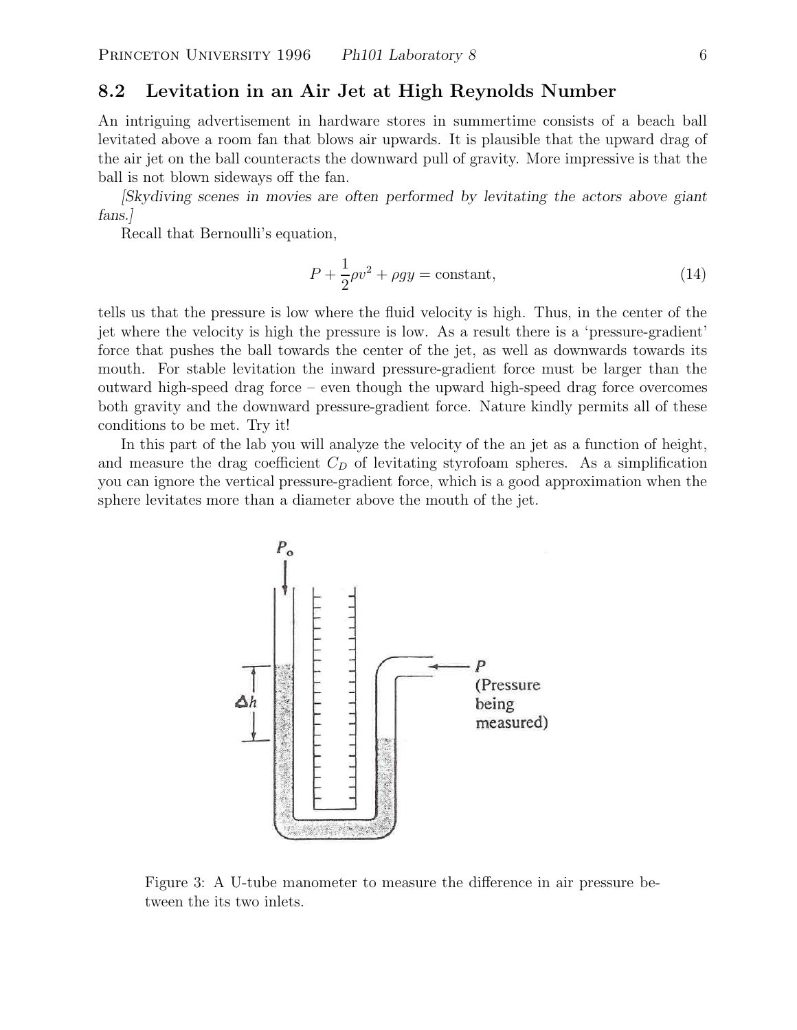## 8.2 Levitation in an Air Jet at High Reynolds Number

An intriguing advertisement in hardware stores in summertime consists of a beach ball levitated above a room fan that blows air upwards. It is plausible that the upward drag of the air jet on the ball counteracts the downward pull of gravity. More impressive is that the ball is not blown sideways off the fan.

*[Skydiving scenes in movies are often performed by levitating the actors above giant fans.]*

Recall that Bernoulli's equation,

$$P + \frac{1}{2}\rho v^2 + \rho g y = \text{constant}, \tag{14}$$

tells us that the pressure is low where the fluid velocity is high. Thus, in the center of the jet where the velocity is high the pressure is low. As a result there is a 'pressure-gradient' force that pushes the ball towards the center of the jet, as well as downwards towards its mouth. For stable levitation the inward pressure-gradient force must be larger than the outward high-speed drag force – even though the upward high-speed drag force overcomes both gravity and the downward pressure-gradient force. Nature kindly permits all of these conditions to be met. Try it!

In this part of the lab you will analyze the velocity of the an jet as a function of height, and measure the drag coefficient $C_D$ of levitating styrofoam spheres. As a simplification you can ignore the vertical pressure-gradient force, which is a good approximation when the sphere levitates more than a diameter above the mouth of the jet.

Figure 3: A U-tube manometer to measure the difference in air pressure between the its two inlets.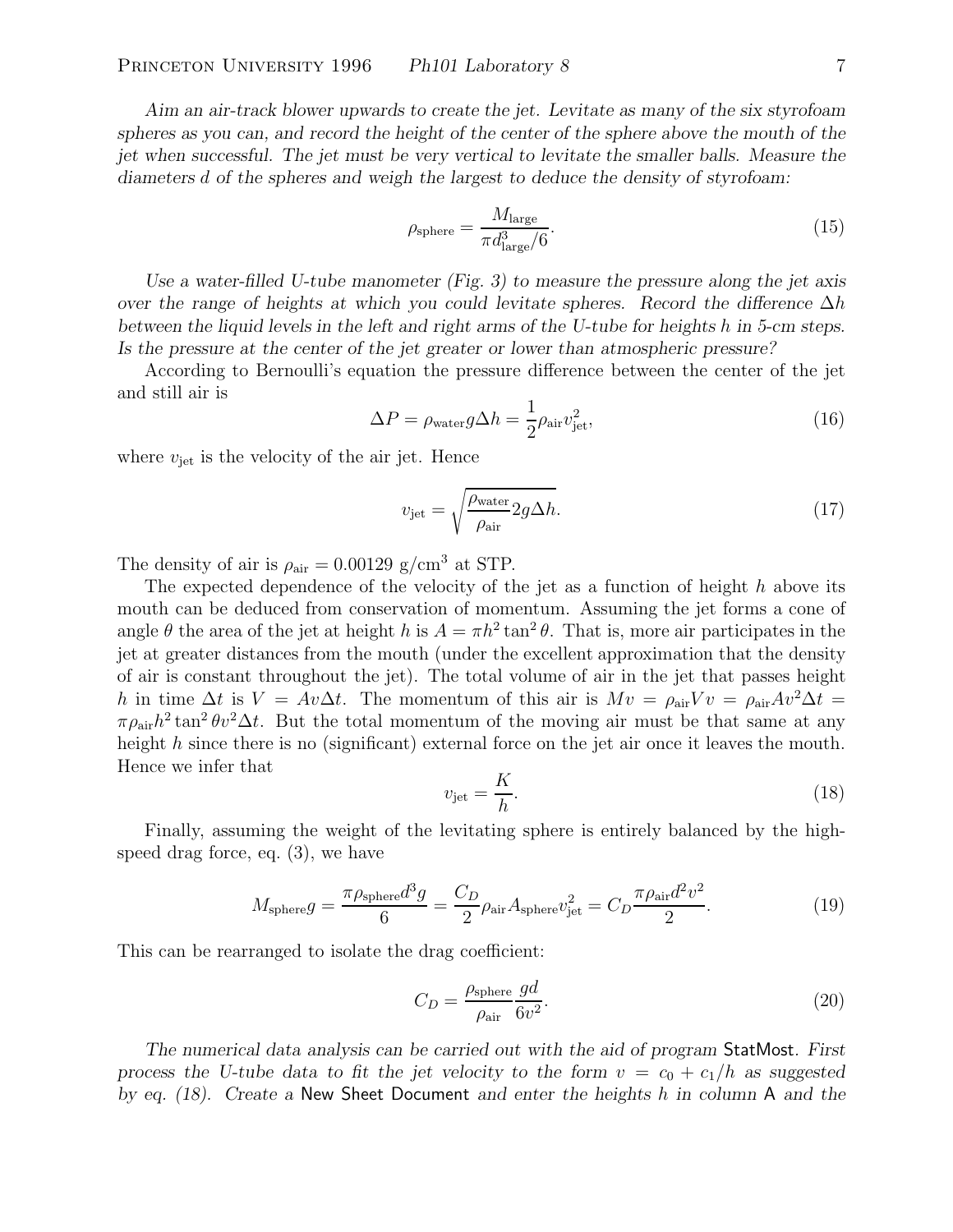*Aim an air-track blower upwards to create the jet. Levitate as many of the six styrofoam spheres as you can, and record the height of the center of the sphere above the mouth of the jet when successful. The jet must be very vertical to levitate the smaller balls. Measure the diameters $d$ of the spheres and weigh the largest to deduce the density of styrofoam:*

$$\rho_{\rm sphere} = \frac{M_{\rm large}}{\pi d_{\rm large}^3/6}. \tag{15}$$

*Use a water-filled U-tube manometer (Fig. 3) to measure the pressure along the jet axis over the range of heights at which you could levitate spheres. Record the difference $\Delta h$ between the liquid levels in the left and right arms of the U-tube for heights $h$ in 5-cm steps. Is the pressure at the center of the jet greater or lower than atmospheric pressure?*

According to Bernoulli's equation the pressure difference between the center of the jet and still air is

$$\Delta P = \rho_{\rm water} g \Delta h = \frac{1}{2}\rho_{\rm air} v_{\rm jet}^2, \tag{16}$$

where $v_{\rm jet}$ is the velocity of the air jet. Hence

$$v_{\rm jet} = \sqrt{\frac{\rho_{\rm water}}{\rho_{\rm air}} 2g\Delta h}. \tag{17}$$

The density of air is $\rho_{\rm air} = 0.00129$ g/cm$^3$ at STP.

The expected dependence of the velocity of the jet as a function of height $h$ above its mouth can be deduced from conservation of momentum. Assuming the jet forms a cone of angle $\theta$ the area of the jet at height $h$ is $A = \pi h^2 \tan^2\theta$. That is, more air participates in the jet at greater distances from the mouth (under the excellent approximation that the density of air is constant throughout the jet). The total volume of air in the jet that passes height $h$ in time $\Delta t$ is $V = Av\Delta t$. The momentum of this air is $Mv = \rho_{\rm air} V v = \rho_{\rm air} A v^2 \Delta t = \pi \rho_{\rm air} h^2 \tan^2\theta v^2 \Delta t$. But the total momentum of the moving air must be that same at any height $h$ since there is no (significant) external force on the jet air once it leaves the mouth. Hence we infer that

$$v_{\rm jet} = \frac{K}{h}. \tag{18}$$

Finally, assuming the weight of the levitating sphere is entirely balanced by the high-speed drag force, eq. (3), we have

$$M_{\rm sphere} g = \frac{\pi \rho_{\rm sphere} d^3 g}{6} = \frac{C_D}{2}\rho_{\rm air} A_{\rm sphere} v_{\rm jet}^2 = C_D \frac{\pi \rho_{\rm air} d^2 v^2}{2}. \tag{19}$$

This can be rearranged to isolate the drag coefficient:

$$C_D = \frac{\rho_{\rm sphere}}{\rho_{\rm air}} \frac{gd}{6v^2}. \tag{20}$$

*The numerical data analysis can be carried out with the aid of program* StatMost. *First process the U-tube data to fit the jet velocity to the form $v = c_0 + c_1/h$ as suggested by eq. (18). Create a* New Sheet Document *and enter the heights $h$ in column* A *and the*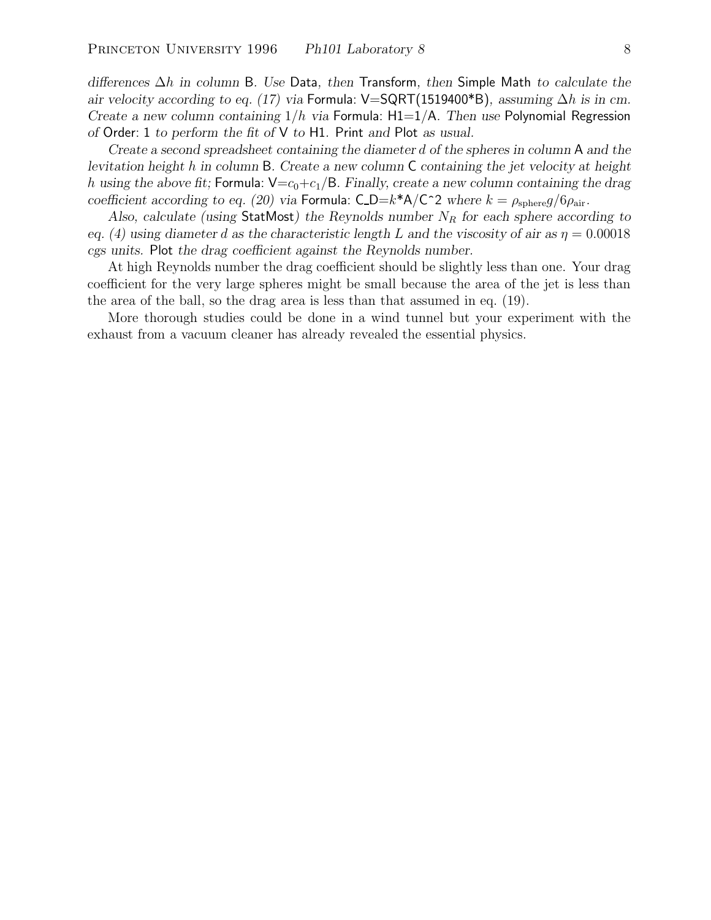*differences $\Delta h$ in column* B*. Use* Data*, then* Transform*, then* Simple Math *to calculate the air velocity according to eq. (17) via* Formula: V=SQRT(1519400*B)*, assuming $\Delta h$ is in cm. Create a new column containing $1/h$ via* Formula: H1=1/A*. Then use* Polynomial Regression *of* Order: 1 *to perform the fit of* V *to* H1*.* Print *and* Plot *as usual.*

*Create a second spreadsheet containing the diameter $d$ of the spheres in column* A *and the levitation height $h$ in column* B*. Create a new column* C *containing the jet velocity at height $h$ using the above fit;* Formula: V=$c_0$+$c_1$/B*. Finally, create a new column containing the drag coefficient according to eq. (20) via* Formula: C_D=$k$*A/C^2 *where $k = \rho_{\text{sphere}} g / 6\rho_{\text{air}}$.*

*Also, calculate (using* StatMost*) the Reynolds number $N_R$ for each sphere according to eq. (4) using diameter $d$ as the characteristic length $L$ and the viscosity of air as $\eta = 0.00018$ cgs units.* Plot *the drag coefficient against the Reynolds number.*

At high Reynolds number the drag coefficient should be slightly less than one. Your drag coefficient for the very large spheres might be small because the area of the jet is less than the area of the ball, so the drag area is less than that assumed in eq. (19).

More thorough studies could be done in a wind tunnel but your experiment with the exhaust from a vacuum cleaner has already revealed the essential physics.